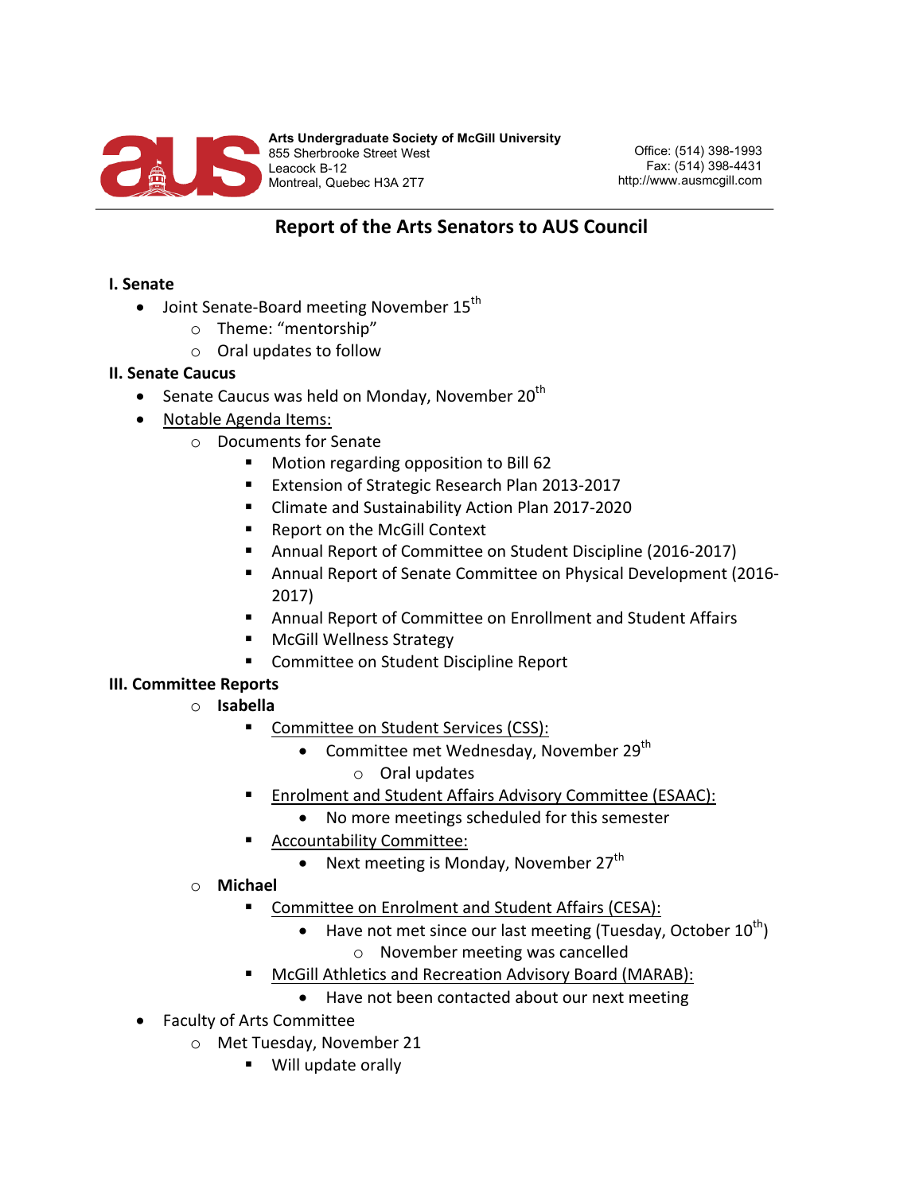**Arts Undergraduate Society of McGill University**
855 Sherbrooke Street West
Leacock B-12
Montreal, Quebec H3A 2T7

Office: (514) 398-1993
Fax: (514) 398-4431
http://www.ausmcgill.com

# Report of the Arts Senators to AUS Council

## I. Senate

- Joint Senate-Board meeting November 15th
  - Theme: "mentorship"
  - Oral updates to follow

## II. Senate Caucus

- Senate Caucus was held on Monday, November 20th
- Notable Agenda Items:
  - Documents for Senate
    - Motion regarding opposition to Bill 62
    - Extension of Strategic Research Plan 2013-2017
    - Climate and Sustainability Action Plan 2017-2020
    - Report on the McGill Context
    - Annual Report of Committee on Student Discipline (2016-2017)
    - Annual Report of Senate Committee on Physical Development (2016-2017)
    - Annual Report of Committee on Enrollment and Student Affairs
    - McGill Wellness Strategy
    - Committee on Student Discipline Report

## III. Committee Reports

- **Isabella**
  - Committee on Student Services (CSS):
    - Committee met Wednesday, November 29th
      - Oral updates
  - Enrolment and Student Affairs Advisory Committee (ESAAC):
    - No more meetings scheduled for this semester
  - Accountability Committee:
    - Next meeting is Monday, November 27th
- **Michael**
  - Committee on Enrolment and Student Affairs (CESA):
    - Have not met since our last meeting (Tuesday, October 10th)
      - November meeting was cancelled
  - McGill Athletics and Recreation Advisory Board (MARAB):
    - Have not been contacted about our next meeting
- Faculty of Arts Committee
  - Met Tuesday, November 21
    - Will update orally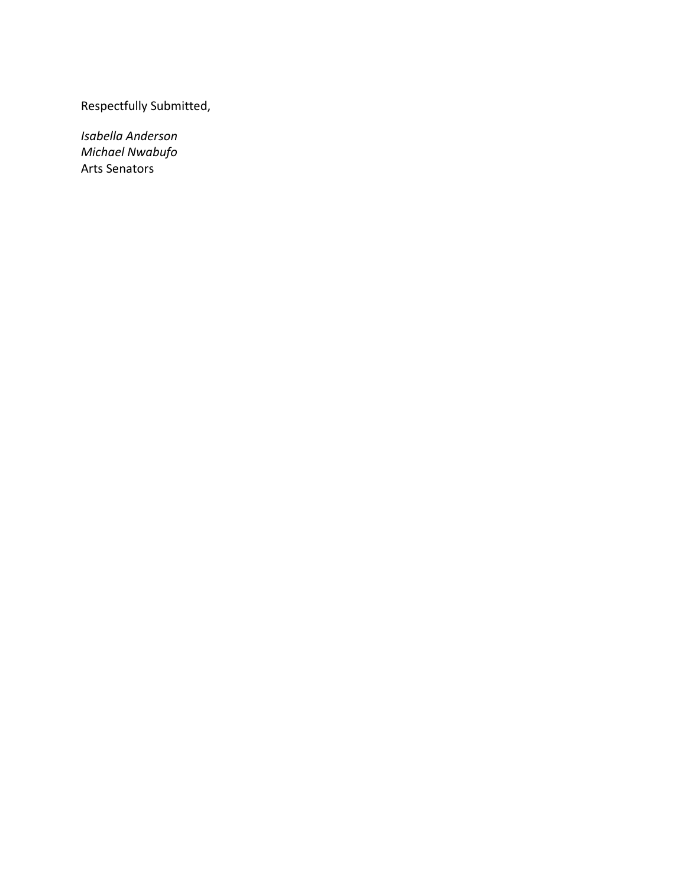Respectfully Submitted,

*Isabella Anderson*
*Michael Nwabufo*
Arts Senators